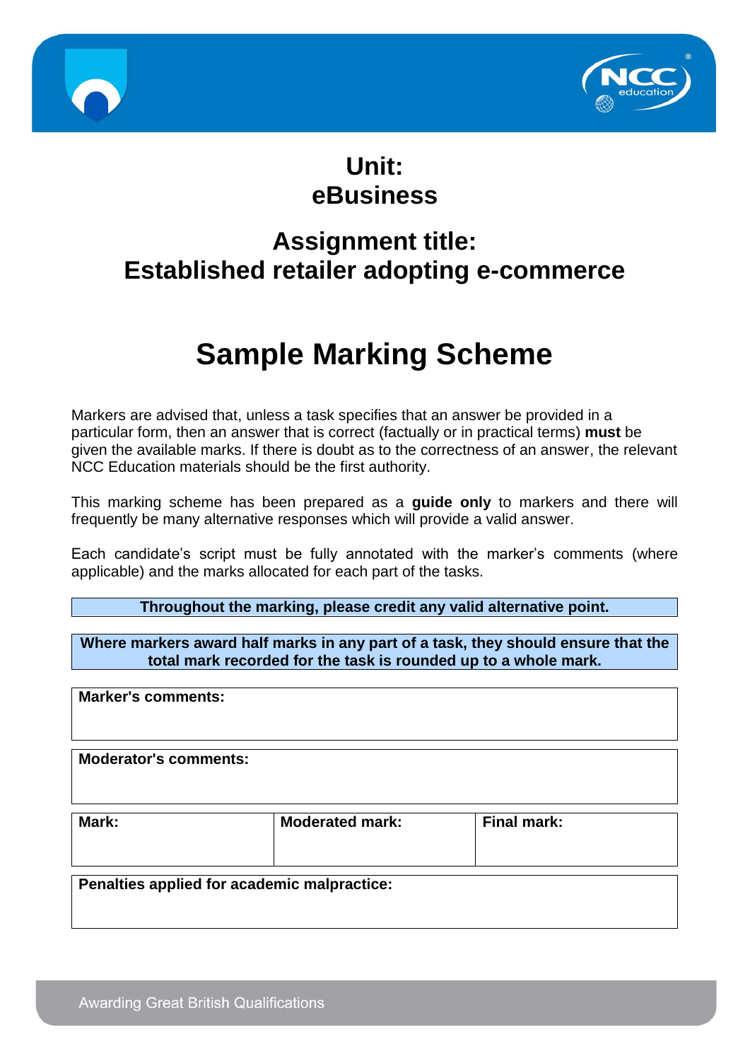# Unit: eBusiness

# Assignment title: Established retailer adopting e-commerce

# Sample Marking Scheme

Markers are advised that, unless a task specifies that an answer be provided in a particular form, then an answer that is correct (factually or in practical terms) **must** be given the available marks. If there is doubt as to the correctness of an answer, the relevant NCC Education materials should be the first authority.

This marking scheme has been prepared as a **guide only** to markers and there will frequently be many alternative responses which will provide a valid answer.

Each candidate's script must be fully annotated with the marker's comments (where applicable) and the marks allocated for each part of the tasks.

**Throughout the marking, please credit any valid alternative point.**

**Where markers award half marks in any part of a task, they should ensure that the total mark recorded for the task is rounded up to a whole mark.**

| **Marker's comments:** |
|---|
| |

| **Moderator's comments:** |
|---|
| |

| **Mark:** | **Moderated mark:** | **Final mark:** |
|---|---|---|
| | | |

| **Penalties applied for academic malpractice:** |
|---|
| |

Awarding Great British Qualifications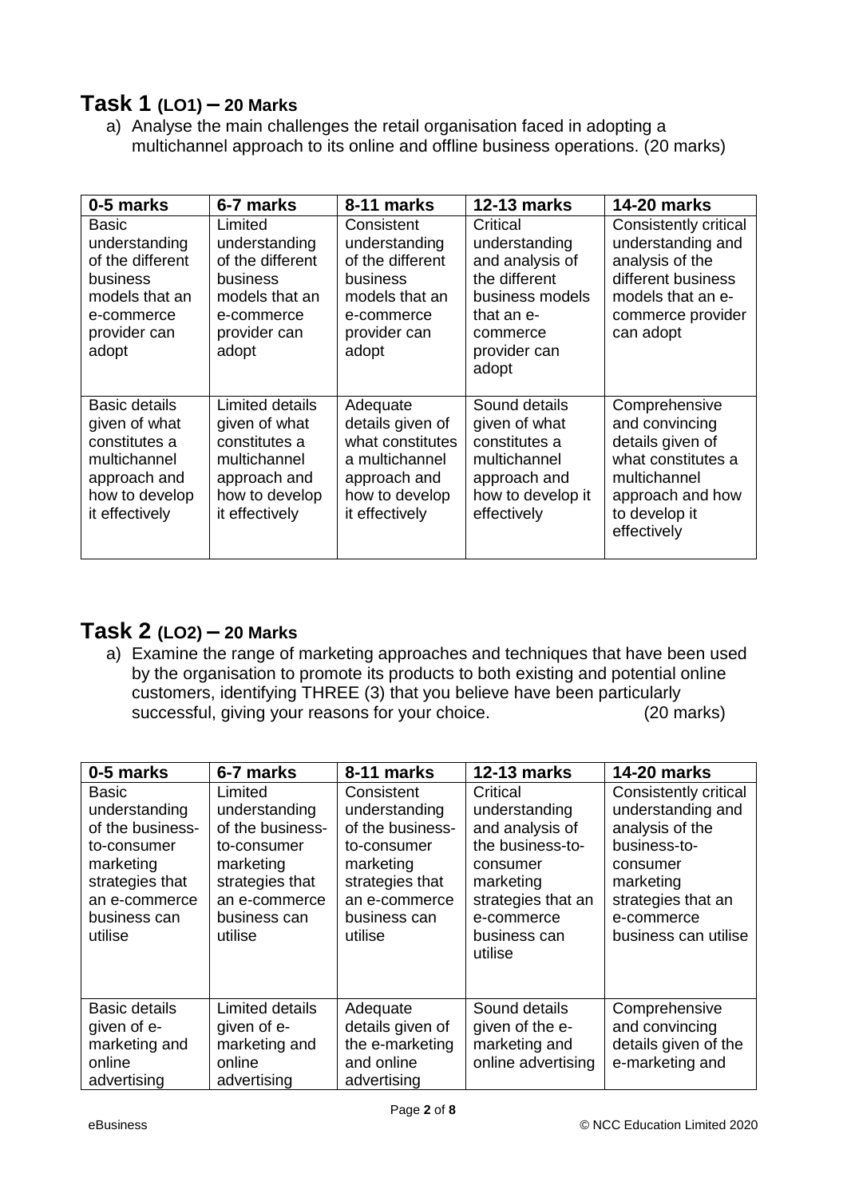## Task 1 (LO1) – 20 Marks

a) Analyse the main challenges the retail organisation faced in adopting a multichannel approach to its online and offline business operations. (20 marks)

| 0-5 marks | 6-7 marks | 8-11 marks | 12-13 marks | 14-20 marks |
|---|---|---|---|---|
| Basic understanding of the different business models that an e-commerce provider can adopt | Limited understanding of the different business models that an e-commerce provider can adopt | Consistent understanding of the different business models that an e-commerce provider can adopt | Critical understanding and analysis of the different business models that an e-commerce provider can adopt | Consistently critical understanding and analysis of the different business models that an e-commerce provider can adopt |
| Basic details given of what constitutes a multichannel approach and how to develop it effectively | Limited details given of what constitutes a multichannel approach and how to develop it effectively | Adequate details given of what constitutes a multichannel approach and how to develop it effectively | Sound details given of what constitutes a multichannel approach and how to develop it effectively | Comprehensive and convincing details given of what constitutes a multichannel approach and how to develop it effectively |

## Task 2 (LO2) – 20 Marks

a) Examine the range of marketing approaches and techniques that have been used by the organisation to promote its products to both existing and potential online customers, identifying THREE (3) that you believe have been particularly successful, giving your reasons for your choice. (20 marks)

| 0-5 marks | 6-7 marks | 8-11 marks | 12-13 marks | 14-20 marks |
|---|---|---|---|---|
| Basic understanding of the business-to-consumer marketing strategies that an e-commerce business can utilise | Limited understanding of the business-to-consumer marketing strategies that an e-commerce business can utilise | Consistent understanding of the business-to-consumer marketing strategies that an e-commerce business can utilise | Critical understanding and analysis of the business-to-consumer marketing strategies that an e-commerce business can utilise | Consistently critical understanding and analysis of the business-to-consumer marketing strategies that an e-commerce business can utilise |
| Basic details given of e-marketing and online advertising | Limited details given of e-marketing and online advertising | Adequate details given of the e-marketing and online advertising | Sound details given of the e-marketing and online advertising | Comprehensive and convincing details given of the e-marketing and |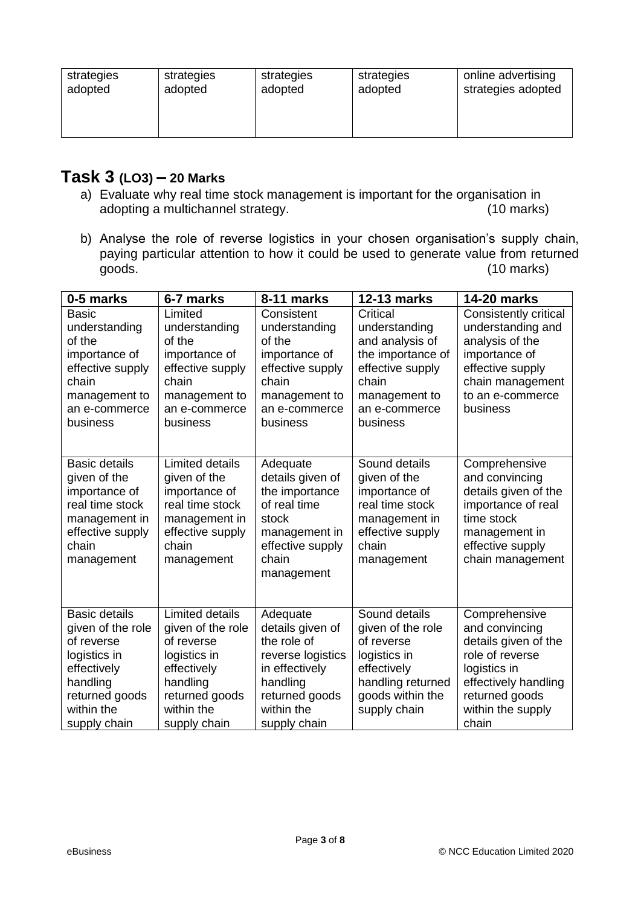| strategies adopted | strategies adopted | strategies adopted | strategies adopted | online advertising strategies adopted |
|---|---|---|---|---|

## Task 3 (LO3) – 20 Marks

a) Evaluate why real time stock management is important for the organisation in adopting a multichannel strategy. (10 marks)

b) Analyse the role of reverse logistics in your chosen organisation's supply chain, paying particular attention to how it could be used to generate value from returned goods. (10 marks)

| 0-5 marks | 6-7 marks | 8-11 marks | 12-13 marks | 14-20 marks |
|---|---|---|---|---|
| Basic understanding of the importance of effective supply chain management to an e-commerce business | Limited understanding of the importance of effective supply chain management to an e-commerce business | Consistent understanding of the importance of effective supply chain management to an e-commerce business | Critical understanding and analysis of the importance of effective supply chain management to an e-commerce business | Consistently critical understanding and analysis of the importance of effective supply chain management to an e-commerce business |
| Basic details given of the importance of real time stock management in effective supply chain management | Limited details given of the importance of real time stock management in effective supply chain management | Adequate details given of the importance of real time stock management in effective supply chain management | Sound details given of the importance of real time stock management in effective supply chain management | Comprehensive and convincing details given of the importance of real time stock management in effective supply chain management |
| Basic details given of the role of reverse logistics in effectively handling returned goods within the supply chain | Limited details given of the role of reverse logistics in effectively handling returned goods within the supply chain | Adequate details given of the role of reverse logistics in effectively handling returned goods within the supply chain | Sound details given of the role of reverse logistics in effectively handling returned goods within the supply chain | Comprehensive and convincing details given of the role of reverse logistics in effectively handling returned goods within the supply chain |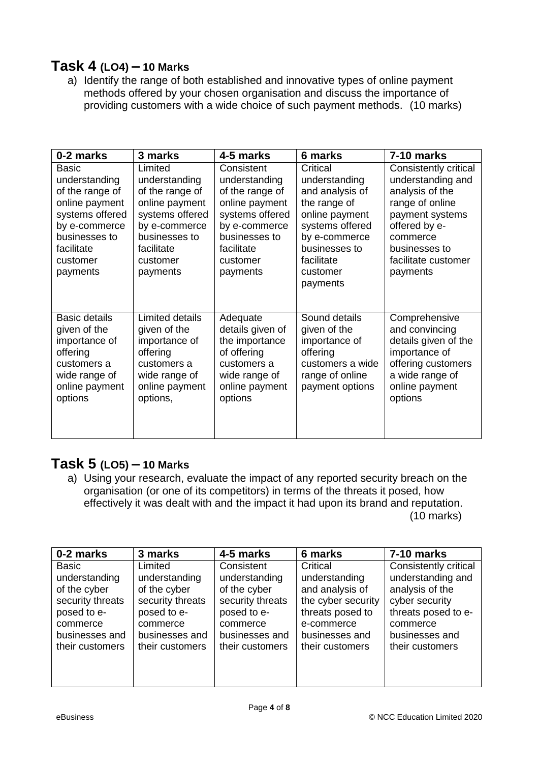## Task 4 (LO4) – 10 Marks

a) Identify the range of both established and innovative types of online payment methods offered by your chosen organisation and discuss the importance of providing customers with a wide choice of such payment methods. (10 marks)

| 0-2 marks | 3 marks | 4-5 marks | 6 marks | 7-10 marks |
| --- | --- | --- | --- | --- |
| Basic understanding of the range of online payment systems offered by e-commerce businesses to facilitate customer payments | Limited understanding of the range of online payment systems offered by e-commerce businesses to facilitate customer payments | Consistent understanding of the range of online payment systems offered by e-commerce businesses to facilitate customer payments | Critical understanding and analysis of the range of online payment systems offered by e-commerce businesses to facilitate customer payments | Consistently critical understanding and analysis of the range of online payment systems offered by e-commerce businesses to facilitate customer payments |
| Basic details given of the importance of offering customers a wide range of online payment options | Limited details given of the importance of offering customers a wide range of online payment options, | Adequate details given of the importance of offering customers a wide range of online payment options | Sound details given of the importance of offering customers a wide range of online payment options | Comprehensive and convincing details given of the importance of offering customers a wide range of online payment options |

## Task 5 (LO5) – 10 Marks

a) Using your research, evaluate the impact of any reported security breach on the organisation (or one of its competitors) in terms of the threats it posed, how effectively it was dealt with and the impact it had upon its brand and reputation. (10 marks)

| 0-2 marks | 3 marks | 4-5 marks | 6 marks | 7-10 marks |
| --- | --- | --- | --- | --- |
| Basic understanding of the cyber security threats posed to e-commerce businesses and their customers | Limited understanding of the cyber security threats posed to e-commerce businesses and their customers | Consistent understanding of the cyber security threats posed to e-commerce businesses and their customers | Critical understanding and analysis of the cyber security threats posed to e-commerce businesses and their customers | Consistently critical understanding and analysis of the cyber security threats posed to e-commerce businesses and their customers |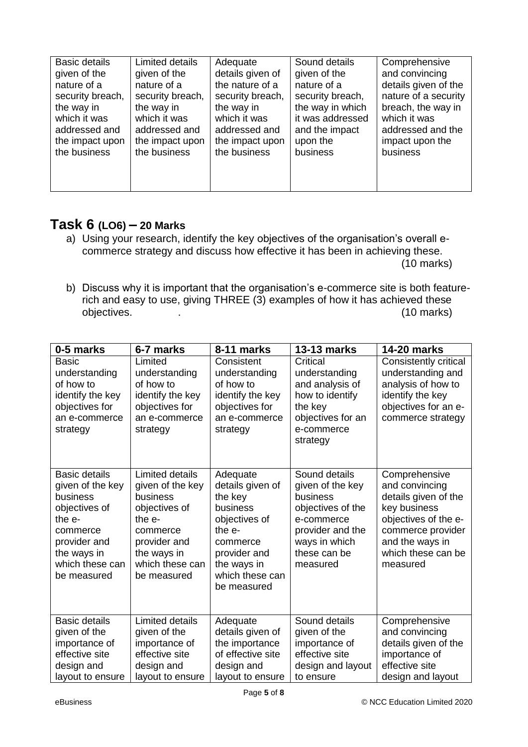| Basic details given of the nature of a security breach, the way in which it was addressed and the impact upon the business | Limited details given of the nature of a security breach, the way in which it was addressed and the impact upon the business | Adequate details given of the nature of a security breach, the way in which it was addressed and the impact upon the business | Sound details given of the nature of a security breach, the way in which it was addressed and the impact upon the business | Comprehensive and convincing details given of the nature of a security breach, the way in which it was addressed and the impact upon the business |
|---|---|---|---|---|

## Task 6 (LO6) – 20 Marks

a) Using your research, identify the key objectives of the organisation's overall e-commerce strategy and discuss how effective it has been in achieving these. (10 marks)

b) Discuss why it is important that the organisation's e-commerce site is both feature-rich and easy to use, giving THREE (3) examples of how it has achieved these objectives. . (10 marks)

| 0-5 marks | 6-7 marks | 8-11 marks | 13-13 marks | 14-20 marks |
|---|---|---|---|---|
| Basic understanding of how to identify the key objectives for an e-commerce strategy | Limited understanding of how to identify the key objectives for an e-commerce strategy | Consistent understanding of how to identify the key objectives for an e-commerce strategy | Critical understanding and analysis of how to identify the key objectives for an e-commerce strategy | Consistently critical understanding and analysis of how to identify the key objectives for an e-commerce strategy |
| Basic details given of the key business objectives of the e-commerce provider and the ways in which these can be measured | Limited details given of the key business objectives of the e-commerce provider and the ways in which these can be measured | Adequate details given of the key business objectives of the e-commerce provider and the ways in which these can be measured | Sound details given of the key business objectives of the e-commerce provider and the ways in which these can be measured | Comprehensive and convincing details given of the key business objectives of the e-commerce provider and the ways in which these can be measured |
| Basic details given of the importance of effective site design and layout to ensure | Limited details given of the importance of effective site design and layout to ensure | Adequate details given of the importance of effective site design and layout to ensure | Sound details given of the importance of effective site design and layout to ensure | Comprehensive and convincing details given of the importance of effective site design and layout |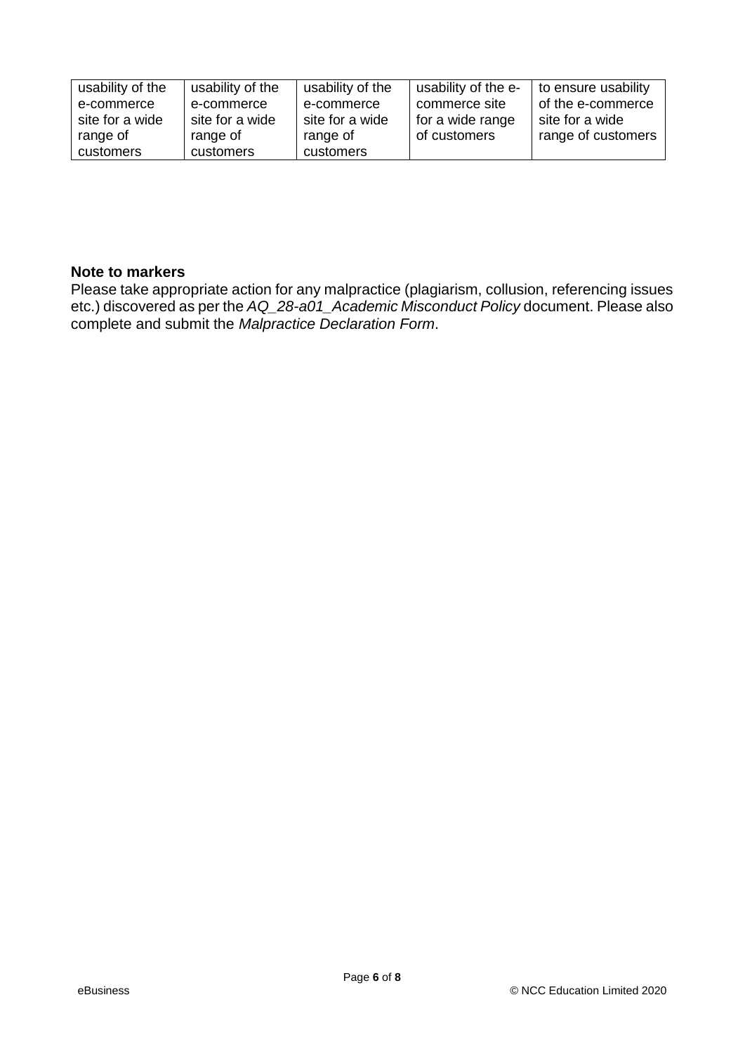| | | | | |
|---|---|---|---|---|
| usability of the e-commerce site for a wide range of customers | usability of the e-commerce site for a wide range of customers | usability of the e-commerce site for a wide range of customers | usability of the e-commerce site for a wide range of customers | to ensure usability of the e-commerce site for a wide range of customers |

**Note to markers**

Please take appropriate action for any malpractice (plagiarism, collusion, referencing issues etc.) discovered as per the *AQ_28-a01_Academic Misconduct Policy* document. Please also complete and submit the *Malpractice Declaration Form*.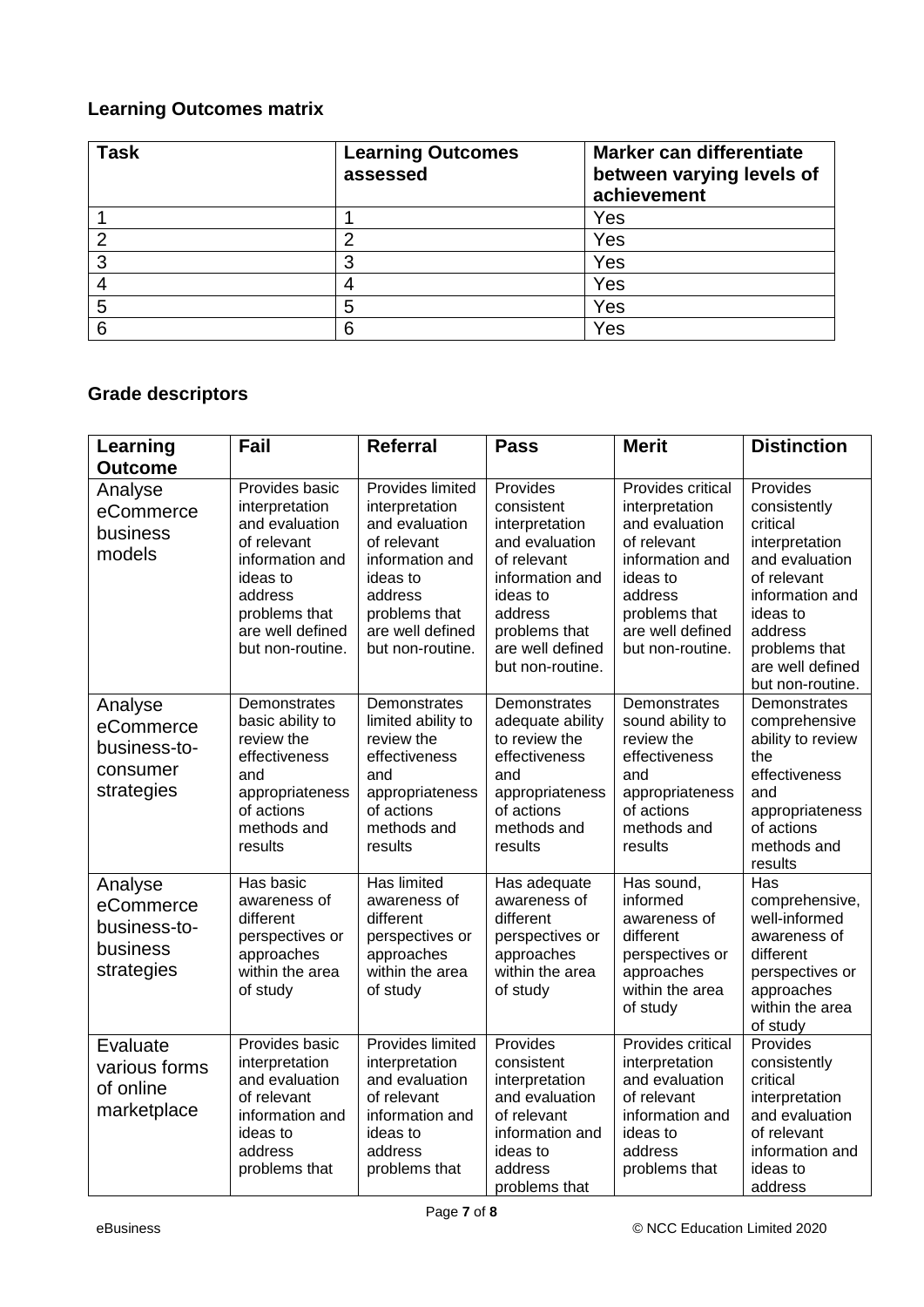## Learning Outcomes matrix

| Task | Learning Outcomes assessed | Marker can differentiate between varying levels of achievement |
|---|---|---|
| 1 | 1 | Yes |
| 2 | 2 | Yes |
| 3 | 3 | Yes |
| 4 | 4 | Yes |
| 5 | 5 | Yes |
| 6 | 6 | Yes |

## Grade descriptors

| Learning Outcome | Fail | Referral | Pass | Merit | Distinction |
|---|---|---|---|---|---|
| Analyse eCommerce business models | Provides basic interpretation and evaluation of relevant information and ideas to address problems that are well defined but non-routine. | Provides limited interpretation and evaluation of relevant information and ideas to address problems that are well defined but non-routine. | Provides consistent interpretation and evaluation of relevant information and ideas to address problems that are well defined but non-routine. | Provides critical interpretation and evaluation of relevant information and ideas to address problems that are well defined but non-routine. | Provides consistently critical interpretation and evaluation of relevant information and ideas to address problems that are well defined but non-routine. |
| Analyse eCommerce business-to-consumer strategies | Demonstrates basic ability to review the effectiveness and appropriateness of actions methods and results | Demonstrates limited ability to review the effectiveness and appropriateness of actions methods and results | Demonstrates adequate ability to review the effectiveness and appropriateness of actions methods and results | Demonstrates sound ability to review the effectiveness and appropriateness of actions methods and results | Demonstrates comprehensive ability to review the effectiveness and appropriateness of actions methods and results |
| Analyse eCommerce business-to-business strategies | Has basic awareness of different perspectives or approaches within the area of study | Has limited awareness of different perspectives or approaches within the area of study | Has adequate awareness of different perspectives or approaches within the area of study | Has sound, informed awareness of different perspectives or approaches within the area of study | Has comprehensive, well-informed awareness of different perspectives or approaches within the area of study |
| Evaluate various forms of online marketplace | Provides basic interpretation and evaluation of relevant information and ideas to address problems that | Provides limited interpretation and evaluation of relevant information and ideas to address problems that | Provides consistent interpretation and evaluation of relevant information and ideas to address problems that | Provides critical interpretation and evaluation of relevant information and ideas to address problems that | Provides consistently critical interpretation and evaluation of relevant information and ideas to address |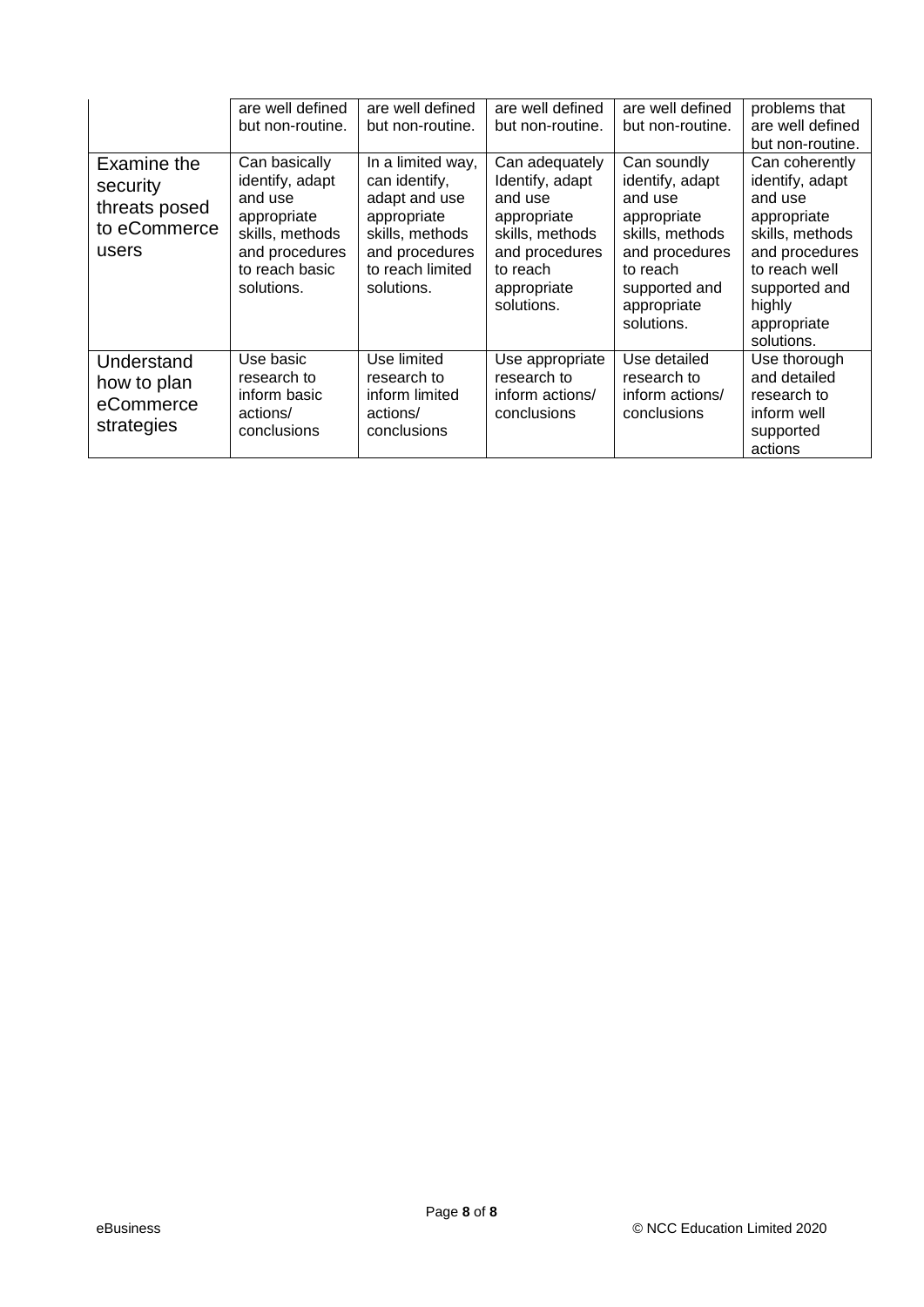| | | | | | |
|---|---|---|---|---|---|
| | are well defined but non-routine. | are well defined but non-routine. | are well defined but non-routine. | are well defined but non-routine. | problems that are well defined but non-routine. |
| Examine the security threats posed to eCommerce users | Can basically identify, adapt and use appropriate skills, methods and procedures to reach basic solutions. | In a limited way, can identify, adapt and use appropriate skills, methods and procedures to reach limited solutions. | Can adequately Identify, adapt and use appropriate skills, methods and procedures to reach appropriate solutions. | Can soundly identify, adapt and use appropriate skills, methods and procedures to reach supported and appropriate solutions. | Can coherently identify, adapt and use appropriate skills, methods and procedures to reach well supported and highly appropriate solutions. |
| Understand how to plan eCommerce strategies | Use basic research to inform basic actions/ conclusions | Use limited research to inform limited actions/ conclusions | Use appropriate research to inform actions/ conclusions | Use detailed research to inform actions/ conclusions | Use thorough and detailed research to inform well supported actions |